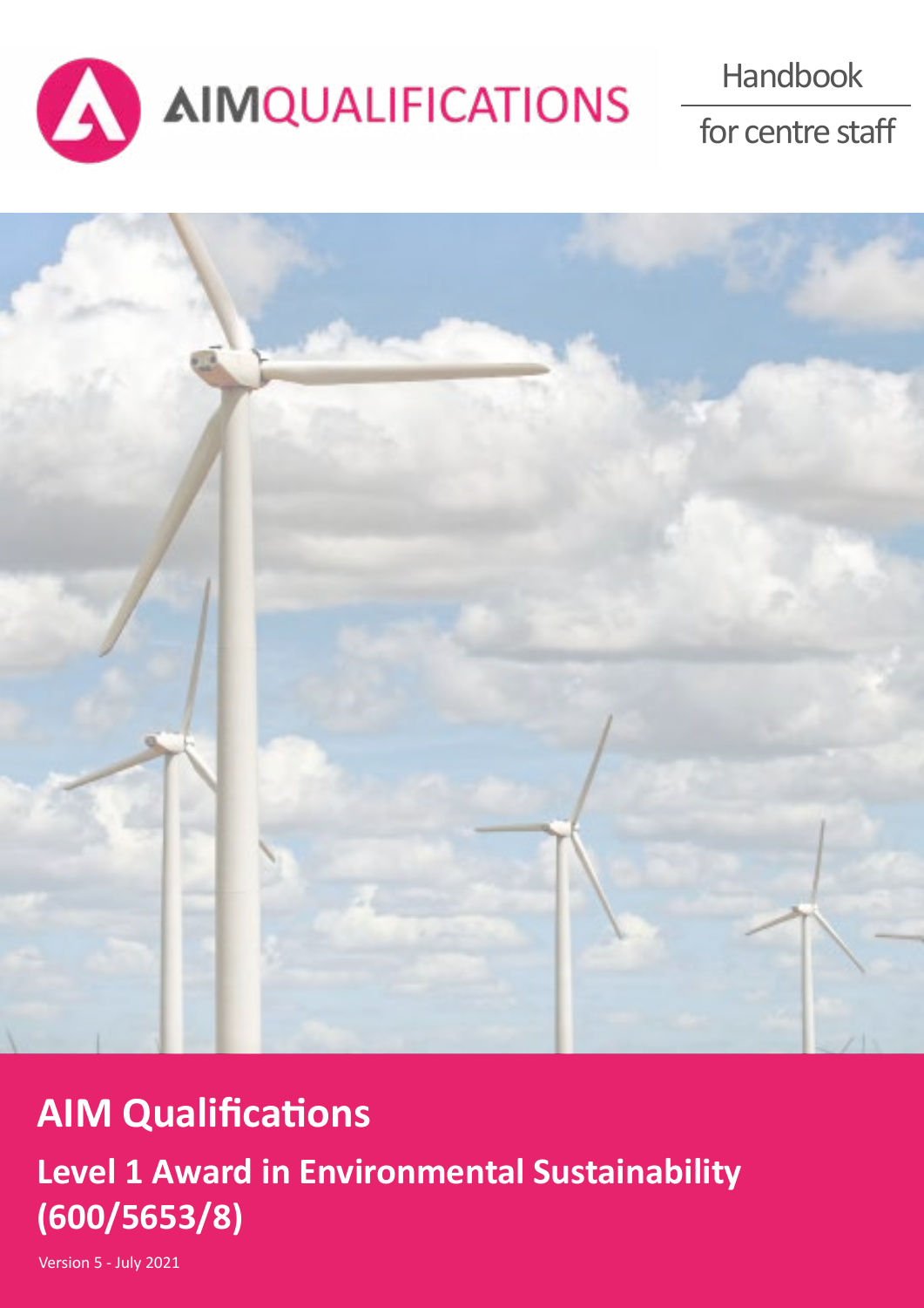AIMQUALIFICATIONS

Handbook

for centre staff

# AIM Qualifications

## Level 1 Award in Environmental Sustainability (600/5653/8)

Version 5 - July 2021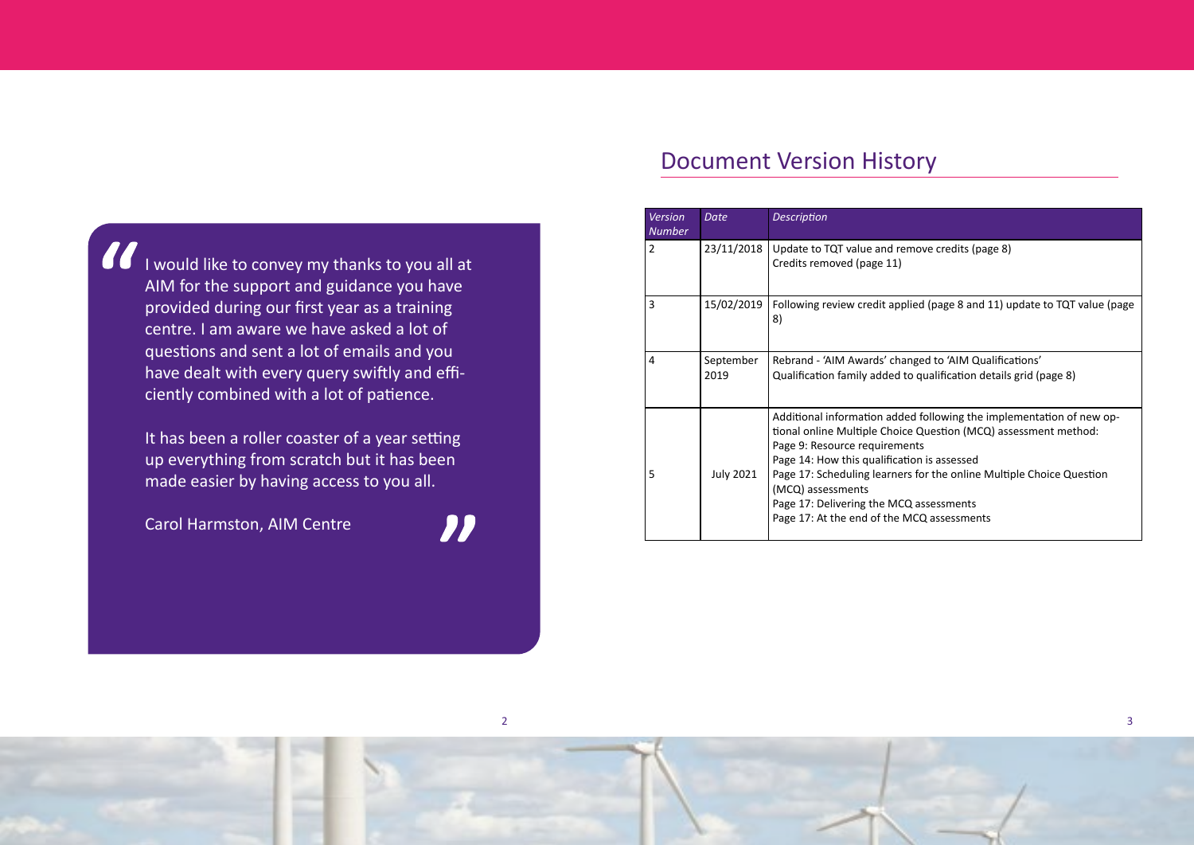> I would like to convey my thanks to you all at AIM for the support and guidance you have provided during our first year as a training centre. I am aware we have asked a lot of questions and sent a lot of emails and you have dealt with every query swiftly and efficiently combined with a lot of patience.
>
> It has been a roller coaster of a year setting up everything from scratch but it has been made easier by having access to you all.
>
> Carol Harmston, AIM Centre

## Document Version History

| *Version Number* | *Date* | *Description* |
|---|---|---|
| 2 | 23/11/2018 | Update to TQT value and remove credits (page 8)<br>Credits removed (page 11) |
| 3 | 15/02/2019 | Following review credit applied (page 8 and 11) update to TQT value (page 8) |
| 4 | September 2019 | Rebrand - 'AIM Awards' changed to 'AIM Qualifications'<br>Qualification family added to qualification details grid (page 8) |
| 5 | July 2021 | Additional information added following the implementation of new optional online Multiple Choice Question (MCQ) assessment method:<br>Page 9: Resource requirements<br>Page 14: How this qualification is assessed<br>Page 17: Scheduling learners for the online Multiple Choice Question (MCQ) assessments<br>Page 17: Delivering the MCQ assessments<br>Page 17: At the end of the MCQ assessments |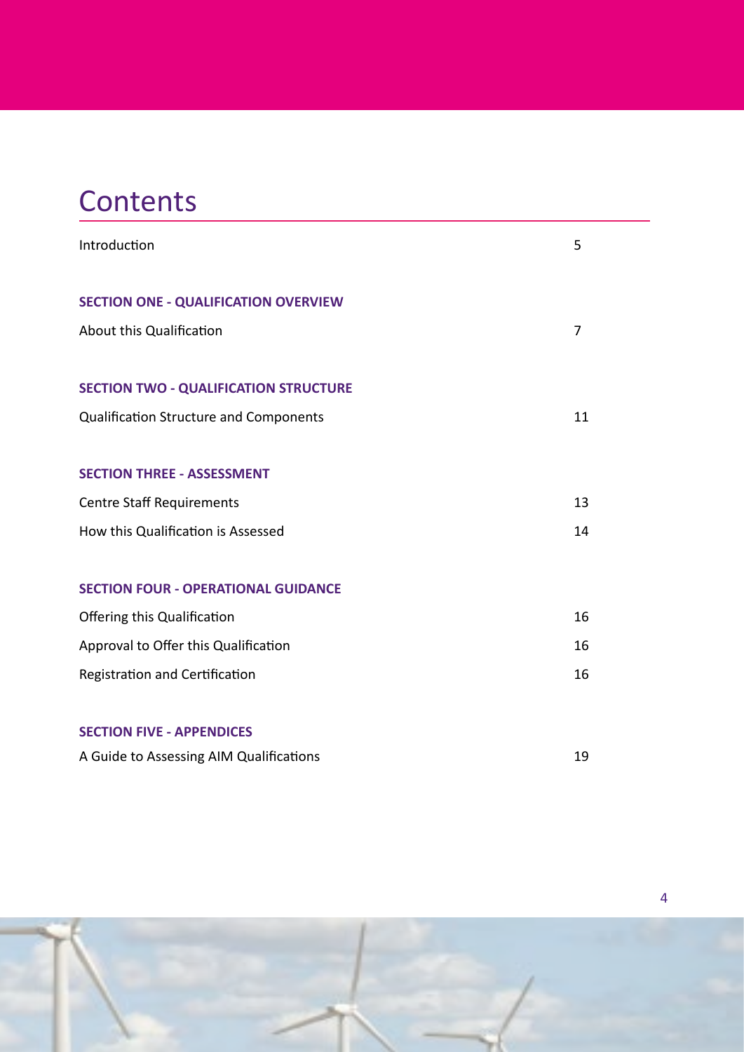# Contents

| | |
|---|---|
| Introduction | 5 |
| **SECTION ONE - QUALIFICATION OVERVIEW** | |
| About this Qualification | 7 |
| **SECTION TWO - QUALIFICATION STRUCTURE** | |
| Qualification Structure and Components | 11 |
| **SECTION THREE - ASSESSMENT** | |
| Centre Staff Requirements | 13 |
| How this Qualification is Assessed | 14 |
| **SECTION FOUR - OPERATIONAL GUIDANCE** | |
| Offering this Qualification | 16 |
| Approval to Offer this Qualification | 16 |
| Registration and Certification | 16 |
| **SECTION FIVE - APPENDICES** | |
| A Guide to Assessing AIM Qualifications | 19 |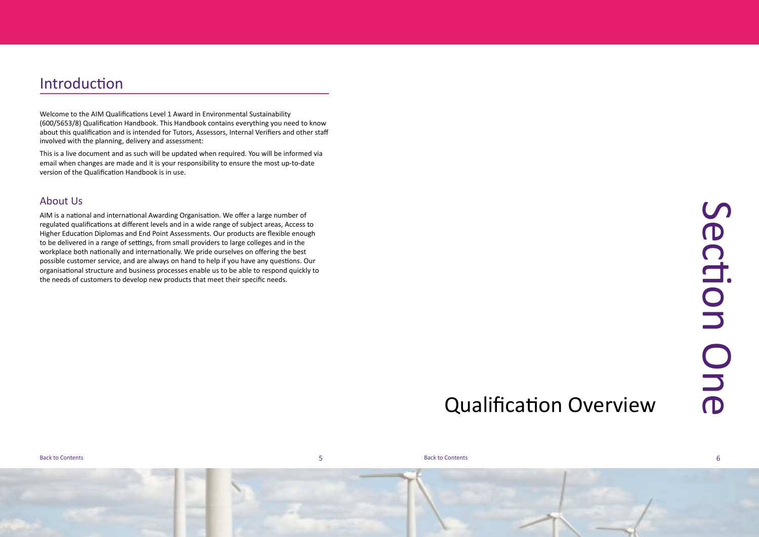## Introduction

Welcome to the AIM Qualifications Level 1 Award in Environmental Sustainability (600/5653/8) Qualification Handbook. This Handbook contains everything you need to know about this qualification and is intended for Tutors, Assessors, Internal Verifiers and other staff involved with the planning, delivery and assessment:

This is a live document and as such will be updated when required. You will be informed via email when changes are made and it is your responsibility to ensure the most up-to-date version of the Qualification Handbook is in use.

### About Us

AIM is a national and international Awarding Organisation. We offer a large number of regulated qualifications at different levels and in a wide range of subject areas, Access to Higher Education Diplomas and End Point Assessments. Our products are flexible enough to be delivered in a range of settings, from small providers to large colleges and in the workplace both nationally and internationally. We pride ourselves on offering the best possible customer service, and are always on hand to help if you have any questions. Our organisational structure and business processes enable us to be able to respond quickly to the needs of customers to develop new products that meet their specific needs.

# Section One

# Qualification Overview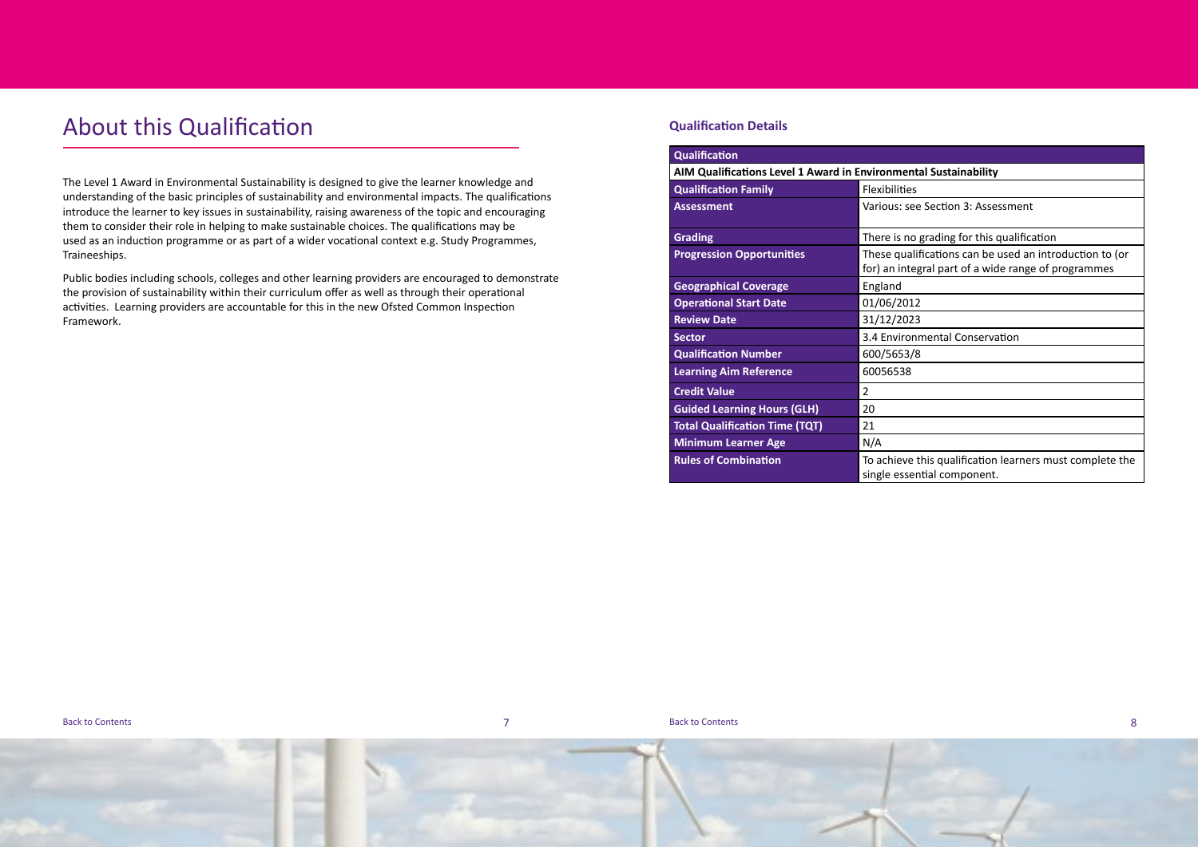# About this Qualification

The Level 1 Award in Environmental Sustainability is designed to give the learner knowledge and understanding of the basic principles of sustainability and environmental impacts. The qualifications introduce the learner to key issues in sustainability, raising awareness of the topic and encouraging them to consider their role in helping to make sustainable choices. The qualifications may be used as an induction programme or as part of a wider vocational context e.g. Study Programmes, Traineeships.

Public bodies including schools, colleges and other learning providers are encouraged to demonstrate the provision of sustainability within their curriculum offer as well as through their operational activities. Learning providers are accountable for this in the new Ofsted Common Inspection Framework.

### Qualification Details

| Qualification | |
|---|---|
| **AIM Qualifications Level 1 Award in Environmental Sustainability** | |
| **Qualification Family** | Flexibilities |
| **Assessment** | Various: see Section 3: Assessment |
| **Grading** | There is no grading for this qualification |
| **Progression Opportunities** | These qualifications can be used an introduction to (or for) an integral part of a wide range of programmes |
| **Geographical Coverage** | England |
| **Operational Start Date** | 01/06/2012 |
| **Review Date** | 31/12/2023 |
| **Sector** | 3.4 Environmental Conservation |
| **Qualification Number** | 600/5653/8 |
| **Learning Aim Reference** | 60056538 |
| **Credit Value** | 2 |
| **Guided Learning Hours (GLH)** | 20 |
| **Total Qualification Time (TQT)** | 21 |
| **Minimum Learner Age** | N/A |
| **Rules of Combination** | To achieve this qualification learners must complete the single essential component. |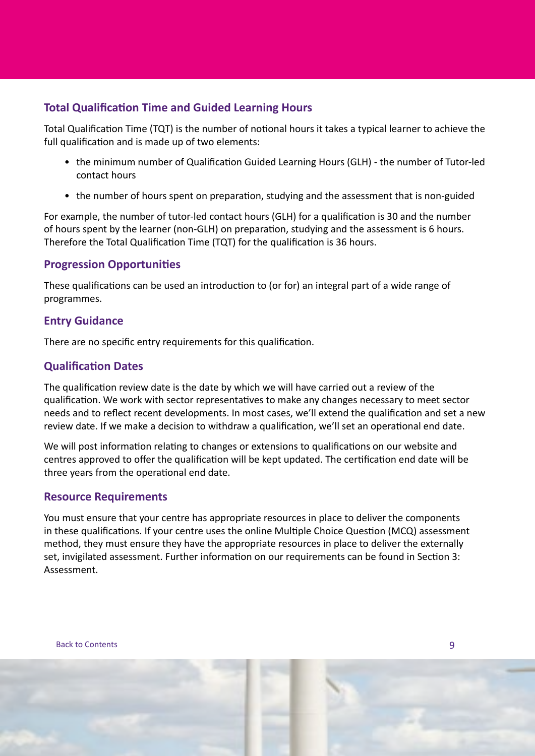## Total Qualification Time and Guided Learning Hours

Total Qualification Time (TQT) is the number of notional hours it takes a typical learner to achieve the full qualification and is made up of two elements:

- the minimum number of Qualification Guided Learning Hours (GLH) - the number of Tutor-led contact hours
- the number of hours spent on preparation, studying and the assessment that is non-guided

For example, the number of tutor-led contact hours (GLH) for a qualification is 30 and the number of hours spent by the learner (non-GLH) on preparation, studying and the assessment is 6 hours. Therefore the Total Qualification Time (TQT) for the qualification is 36 hours.

## Progression Opportunities

These qualifications can be used an introduction to (or for) an integral part of a wide range of programmes.

## Entry Guidance

There are no specific entry requirements for this qualification.

## Qualification Dates

The qualification review date is the date by which we will have carried out a review of the qualification. We work with sector representatives to make any changes necessary to meet sector needs and to reflect recent developments. In most cases, we'll extend the qualification and set a new review date. If we make a decision to withdraw a qualification, we'll set an operational end date.

We will post information relating to changes or extensions to qualifications on our website and centres approved to offer the qualification will be kept updated. The certification end date will be three years from the operational end date.

## Resource Requirements

You must ensure that your centre has appropriate resources in place to deliver the components in these qualifications. If your centre uses the online Multiple Choice Question (MCQ) assessment method, they must ensure they have the appropriate resources in place to deliver the externally set, invigilated assessment. Further information on our requirements can be found in Section 3: Assessment.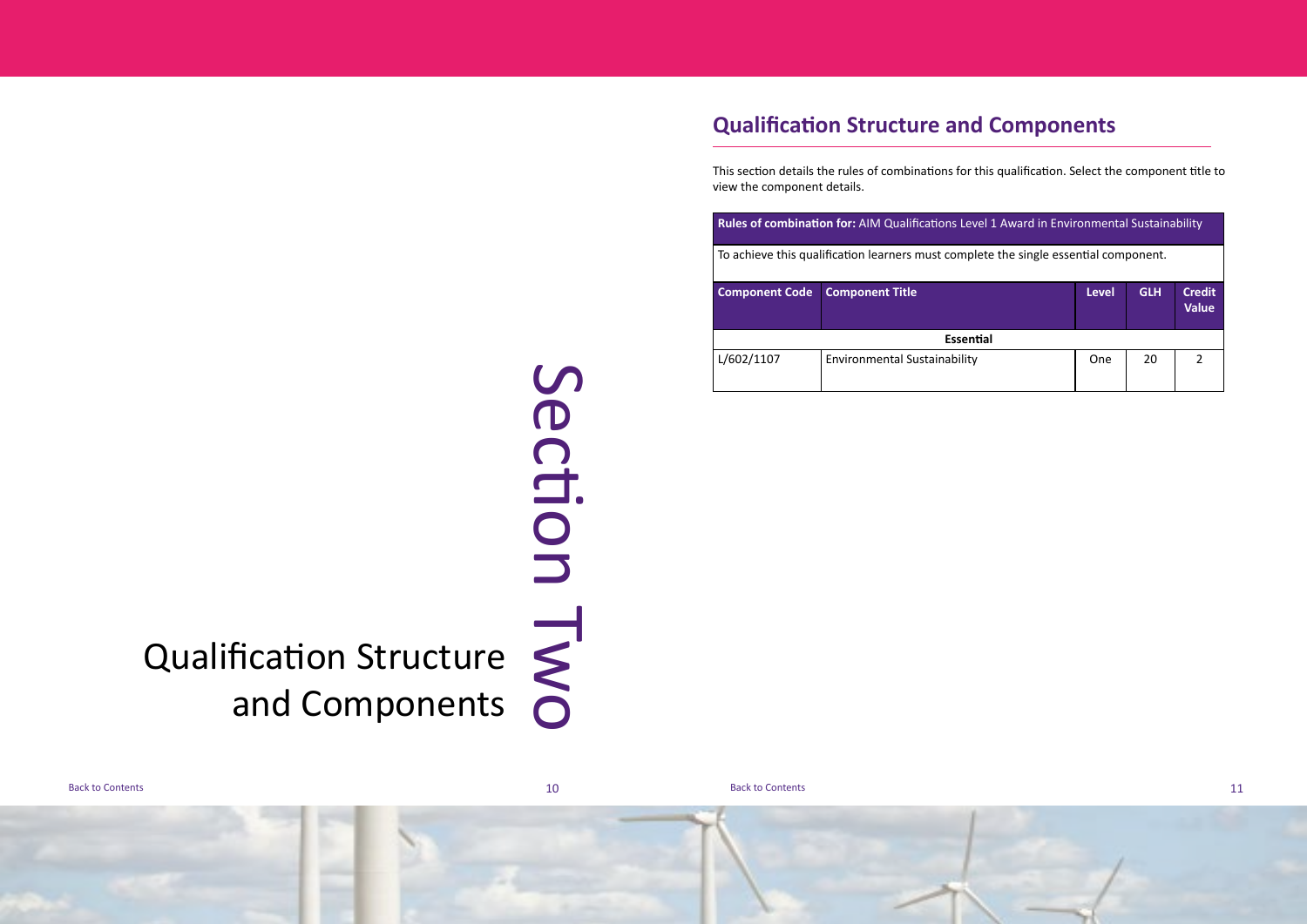# Section Two

# Qualification Structure and Components

## Qualification Structure and Components

This section details the rules of combinations for this qualification. Select the component title to view the component details.

| **Rules of combination for:** AIM Qualifications Level 1 Award in Environmental Sustainability | | | | |
|---|---|---|---|---|
| To achieve this qualification learners must complete the single essential component. | | | | |
| **Component Code** | **Component Title** | **Level** | **GLH** | **Credit Value** |
| | **Essential** | | | |
| L/602/1107 | Environmental Sustainability | One | 20 | 2 |

Back to Contents

Back to Contents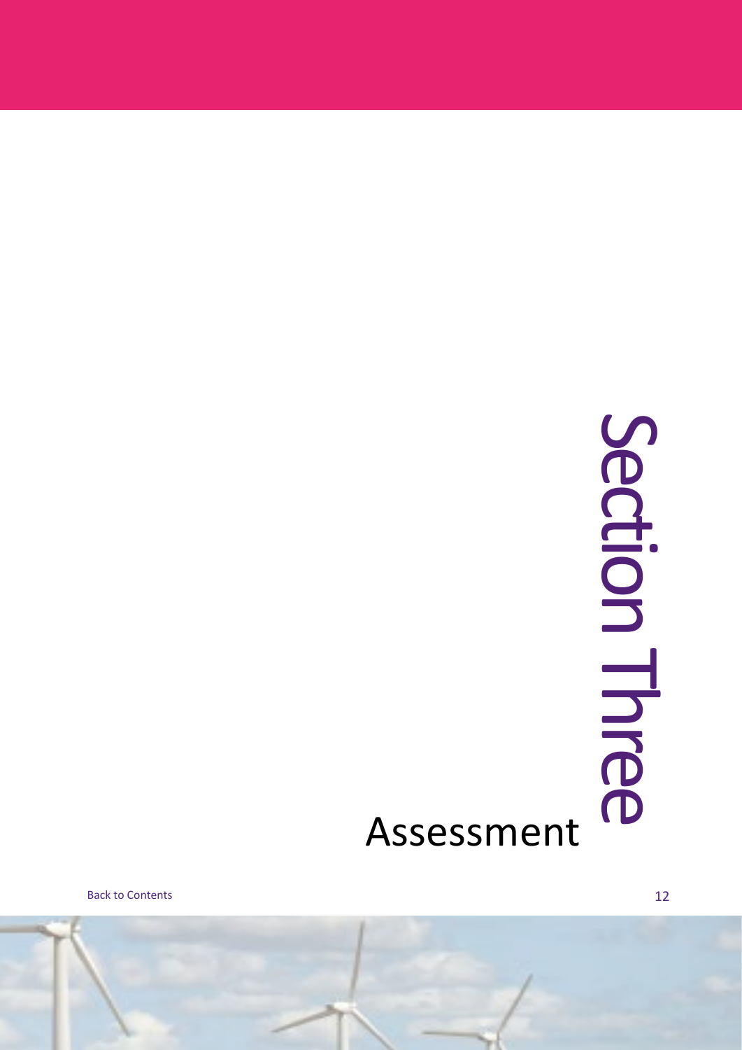# Section Three

## Assessment

Back to Contents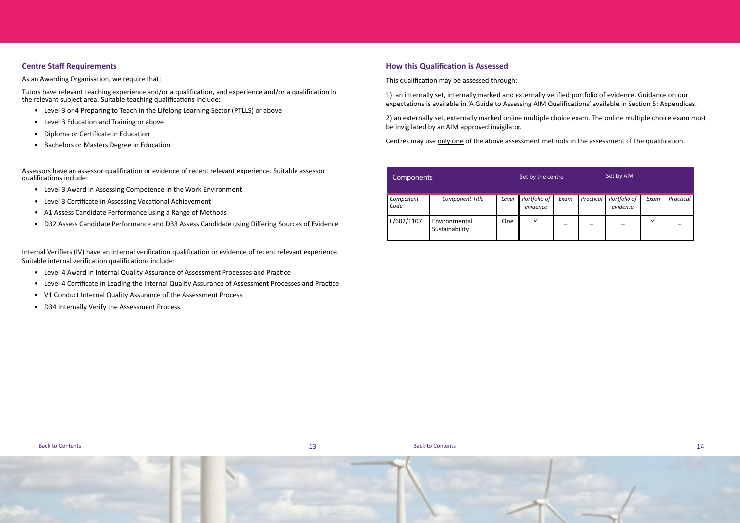## Centre Staff Requirements

As an Awarding Organisation, we require that:

Tutors have relevant teaching experience and/or a qualification, and experience and/or a qualification in the relevant subject area. Suitable teaching qualifications include:

- Level 3 or 4 Preparing to Teach in the Lifelong Learning Sector (PTLLS) or above
- Level 3 Education and Training or above
- Diploma or Certificate in Education
- Bachelors or Masters Degree in Education

Assessors have an assessor qualification or evidence of recent relevant experience. Suitable assessor qualifications include:

- Level 3 Award in Assessing Competence in the Work Environment
- Level 3 Certificate in Assessing Vocational Achievement
- A1 Assess Candidate Performance using a Range of Methods
- D32 Assess Candidate Performance and D33 Assess Candidate using Differing Sources of Evidence

Internal Verifiers (IV) have an internal verification qualification or evidence of recent relevant experience. Suitable internal verification qualifications include:

- Level 4 Award in Internal Quality Assurance of Assessment Processes and Practice
- Level 4 Certificate in Leading the Internal Quality Assurance of Assessment Processes and Practice
- V1 Conduct Internal Quality Assurance of the Assessment Process
- D34 Internally Verify the Assessment Process

## How this Qualification is Assessed

This qualification may be assessed through:

1) an internally set, internally marked and externally verified portfolio of evidence. Guidance on our expectations is available in 'A Guide to Assessing AIM Qualifications' available in Section 5: Appendices.

2) an externally set, externally marked online multiple choice exam. The online multiple choice exam must be invigilated by an AIM approved invigilator.

Centres may use only one of the above assessment methods in the assessment of the qualification.

| Components | | | Set by the centre | | | Set by AIM | | |
|---|---|---|---|---|---|---|---|---|
| *Component Code* | *Component Title* | *Level* | *Portfolio of evidence* | *Exam* | *Practical* | *Portfolio of evidence* | *Exam* | *Practical* |
| L/602/1107 | Environmental Sustainability | One | ✓ | – | – | – | ✓ | – |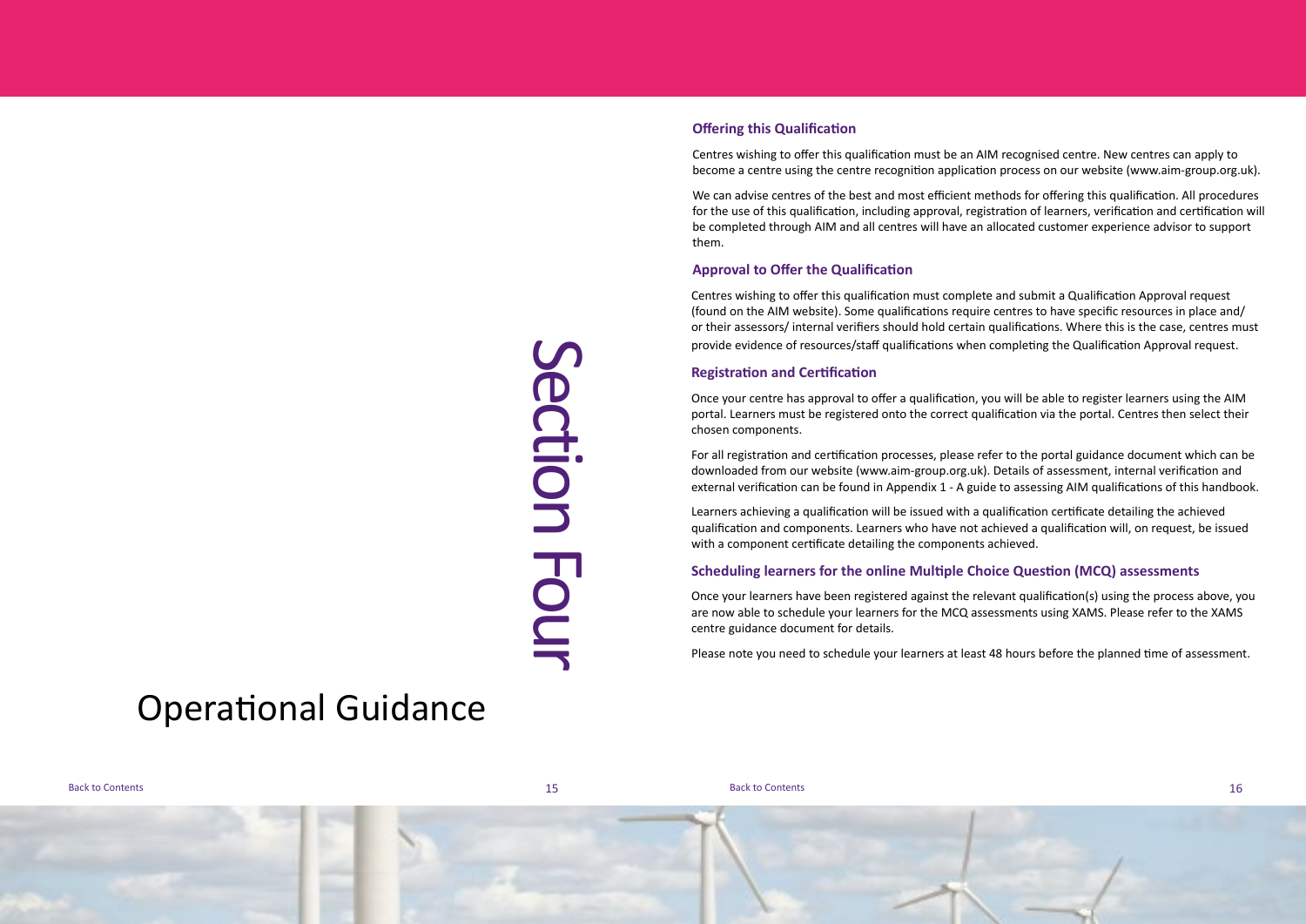# Section Four

# Operational Guidance

### Offering this Qualification

Centres wishing to offer this qualification must be an AIM recognised centre. New centres can apply to become a centre using the centre recognition application process on our website (www.aim-group.org.uk).

We can advise centres of the best and most efficient methods for offering this qualification. All procedures for the use of this qualification, including approval, registration of learners, verification and certification will be completed through AIM and all centres will have an allocated customer experience advisor to support them.

### Approval to Offer the Qualification

Centres wishing to offer this qualification must complete and submit a Qualification Approval request (found on the AIM website). Some qualifications require centres to have specific resources in place and/ or their assessors/ internal verifiers should hold certain qualifications. Where this is the case, centres must provide evidence of resources/staff qualifications when completing the Qualification Approval request.

### Registration and Certification

Once your centre has approval to offer a qualification, you will be able to register learners using the AIM portal. Learners must be registered onto the correct qualification via the portal. Centres then select their chosen components.

For all registration and certification processes, please refer to the portal guidance document which can be downloaded from our website (www.aim-group.org.uk). Details of assessment, internal verification and external verification can be found in Appendix 1 - A guide to assessing AIM qualifications of this handbook.

Learners achieving a qualification will be issued with a qualification certificate detailing the achieved qualification and components. Learners who have not achieved a qualification will, on request, be issued with a component certificate detailing the components achieved.

### Scheduling learners for the online Multiple Choice Question (MCQ) assessments

Once your learners have been registered against the relevant qualification(s) using the process above, you are now able to schedule your learners for the MCQ assessments using XAMS. Please refer to the XAMS centre guidance document for details.

Please note you need to schedule your learners at least 48 hours before the planned time of assessment.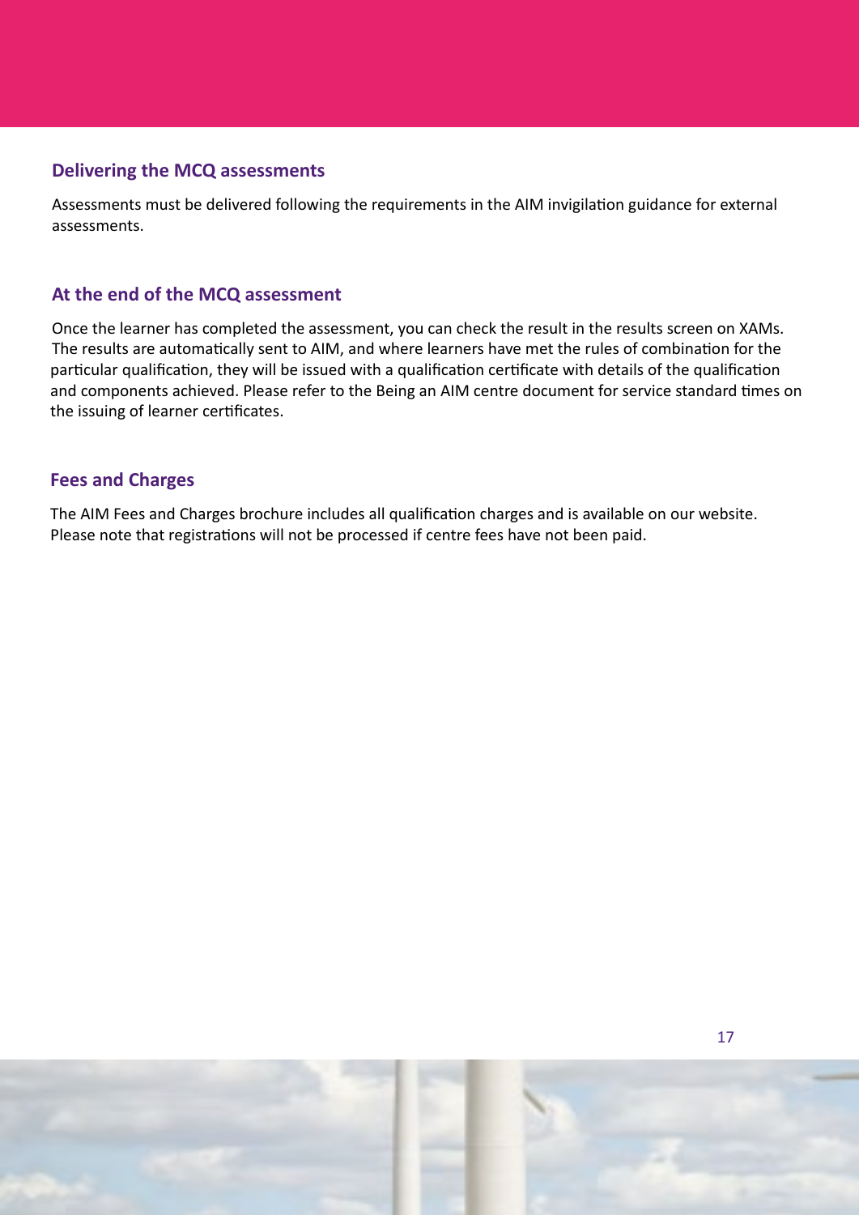## Delivering the MCQ assessments

Assessments must be delivered following the requirements in the AIM invigilation guidance for external assessments.

## At the end of the MCQ assessment

Once the learner has completed the assessment, you can check the result in the results screen on XAMs. The results are automatically sent to AIM, and where learners have met the rules of combination for the particular qualification, they will be issued with a qualification certificate with details of the qualification and components achieved. Please refer to the Being an AIM centre document for service standard times on the issuing of learner certificates.

## Fees and Charges

The AIM Fees and Charges brochure includes all qualification charges and is available on our website. Please note that registrations will not be processed if centre fees have not been paid.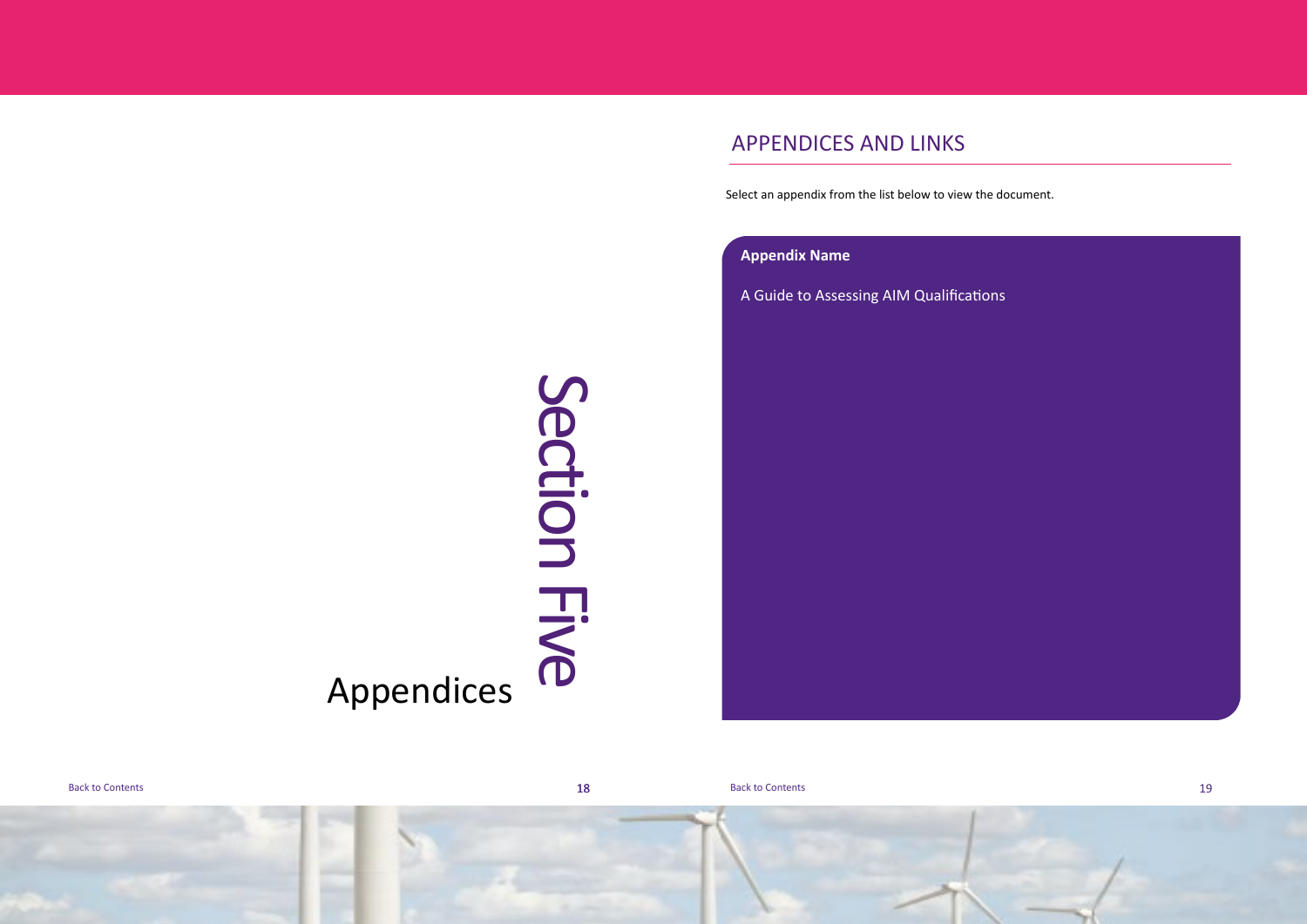# Section Five

## Appendices

## APPENDICES AND LINKS

Select an appendix from the list below to view the document.

| Appendix Name |
| --- |
| A Guide to Assessing AIM Qualifications |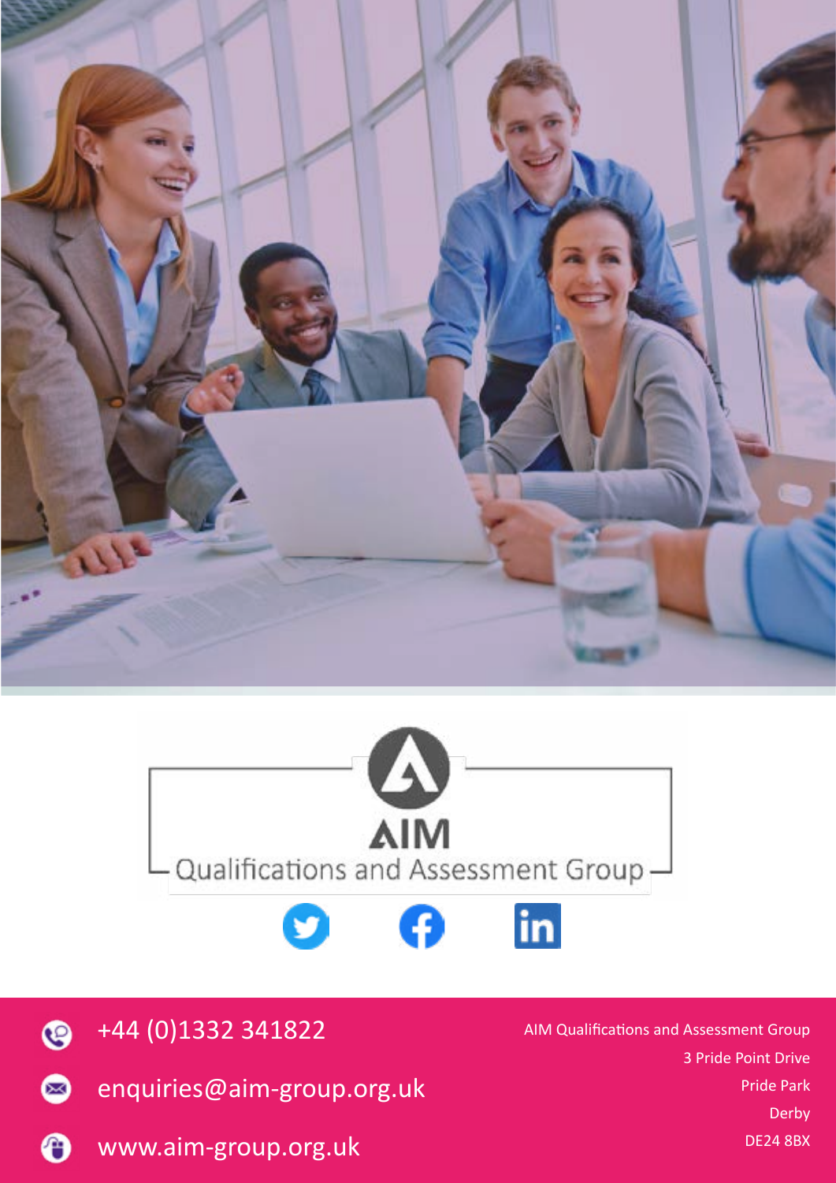AIM Qualifications and Assessment Group

+44 (0)1332 341822

enquiries@aim-group.org.uk

www.aim-group.org.uk

AIM Qualifications and Assessment Group
3 Pride Point Drive
Pride Park
Derby
DE24 8BX